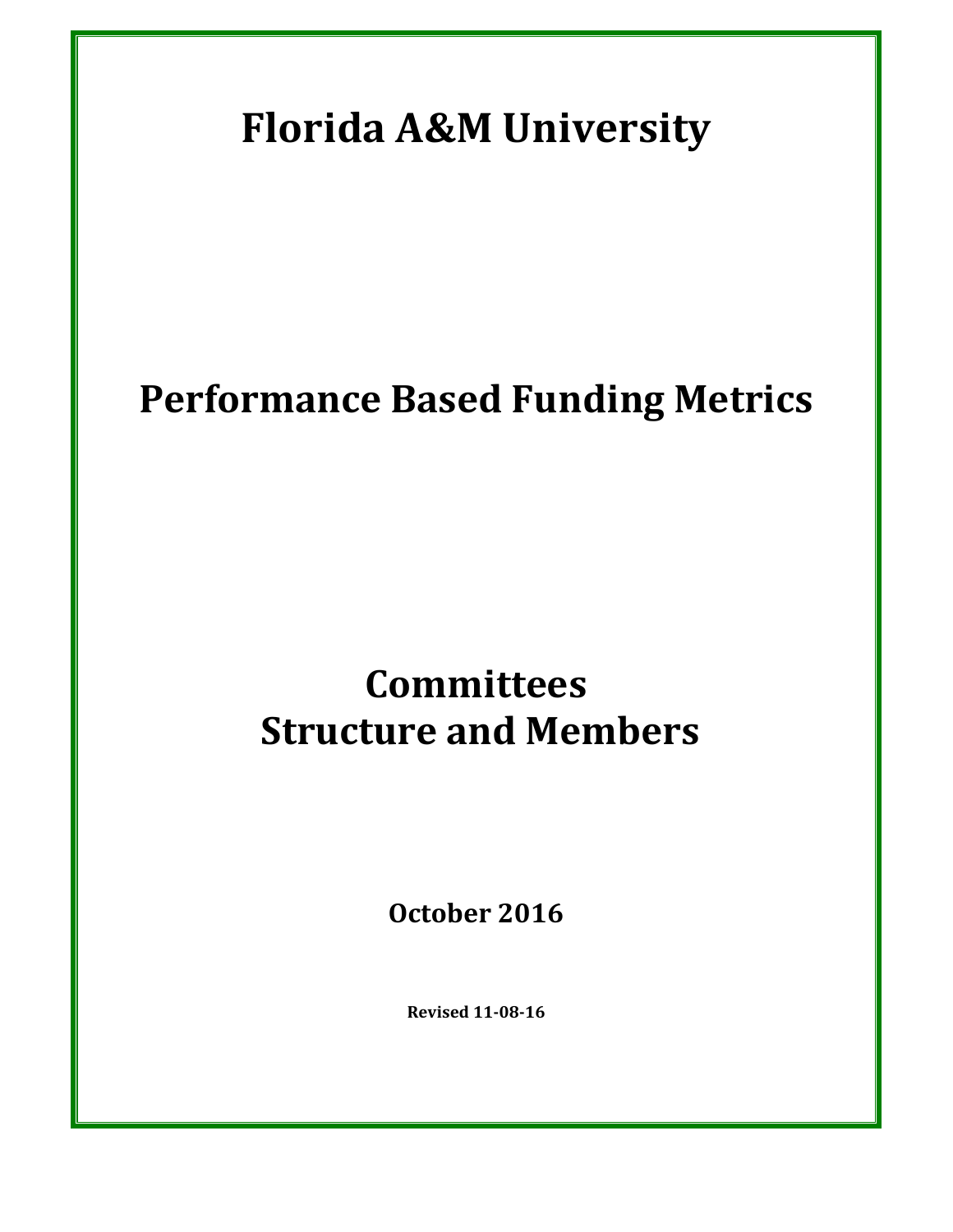# Florida A&M University

# Performance Based Funding Metrics

# Committees
# Structure and Members

**October 2016**

**Revised 11-08-16**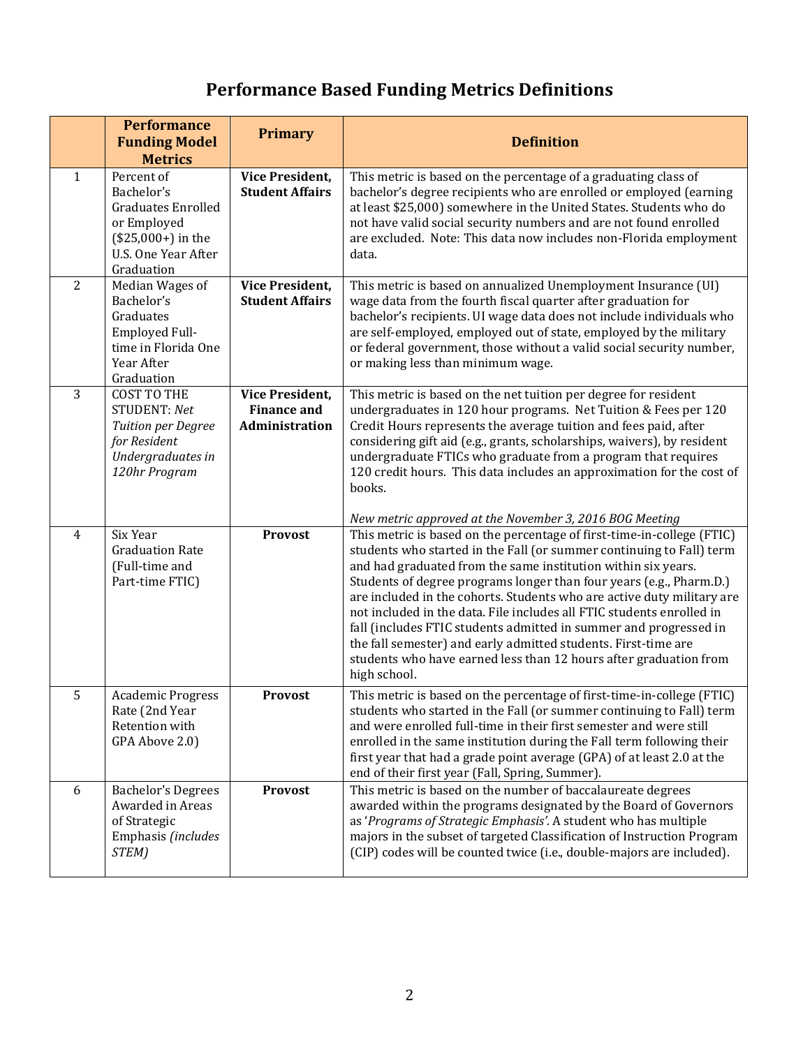# Performance Based Funding Metrics Definitions

| | Performance Funding Model Metrics | Primary | Definition |
|---|---|---|---|
| 1 | Percent of Bachelor's Graduates Enrolled or Employed ($25,000+) in the U.S. One Year After Graduation | **Vice President, Student Affairs** | This metric is based on the percentage of a graduating class of bachelor's degree recipients who are enrolled or employed (earning at least $25,000) somewhere in the United States. Students who do not have valid social security numbers and are not found enrolled are excluded. Note: This data now includes non-Florida employment data. |
| 2 | Median Wages of Bachelor's Graduates Employed Full-time in Florida One Year After Graduation | **Vice President, Student Affairs** | This metric is based on annualized Unemployment Insurance (UI) wage data from the fourth fiscal quarter after graduation for bachelor's recipients. UI wage data does not include individuals who are self-employed, employed out of state, employed by the military or federal government, those without a valid social security number, or making less than minimum wage. |
| 3 | COST TO THE STUDENT: *Net Tuition per Degree for Resident Undergraduates in 120hr Program* | **Vice President, Finance and Administration** | This metric is based on the net tuition per degree for resident undergraduates in 120 hour programs. Net Tuition & Fees per 120 Credit Hours represents the average tuition and fees paid, after considering gift aid (e.g., grants, scholarships, waivers), by resident undergraduate FTICs who graduate from a program that requires 120 credit hours. This data includes an approximation for the cost of books.<br><br>*New metric approved at the November 3, 2016 BOG Meeting* |
| 4 | Six Year Graduation Rate (Full-time and Part-time FTIC) | **Provost** | This metric is based on the percentage of first-time-in-college (FTIC) students who started in the Fall (or summer continuing to Fall) term and had graduated from the same institution within six years. Students of degree programs longer than four years (e.g., Pharm.D.) are included in the cohorts. Students who are active duty military are not included in the data. File includes all FTIC students enrolled in fall (includes FTIC students admitted in summer and progressed in the fall semester) and early admitted students. First-time are students who have earned less than 12 hours after graduation from high school. |
| 5 | Academic Progress Rate (2nd Year Retention with GPA Above 2.0) | **Provost** | This metric is based on the percentage of first-time-in-college (FTIC) students who started in the Fall (or summer continuing to Fall) term and were enrolled full-time in their first semester and were still enrolled in the same institution during the Fall term following their first year that had a grade point average (GPA) of at least 2.0 at the end of their first year (Fall, Spring, Summer). |
| 6 | Bachelor's Degrees Awarded in Areas of Strategic Emphasis *(includes STEM)* | **Provost** | This metric is based on the number of baccalaureate degrees awarded within the programs designated by the Board of Governors as '*Programs of Strategic Emphasis'*. A student who has multiple majors in the subset of targeted Classification of Instruction Program (CIP) codes will be counted twice (i.e., double-majors are included). |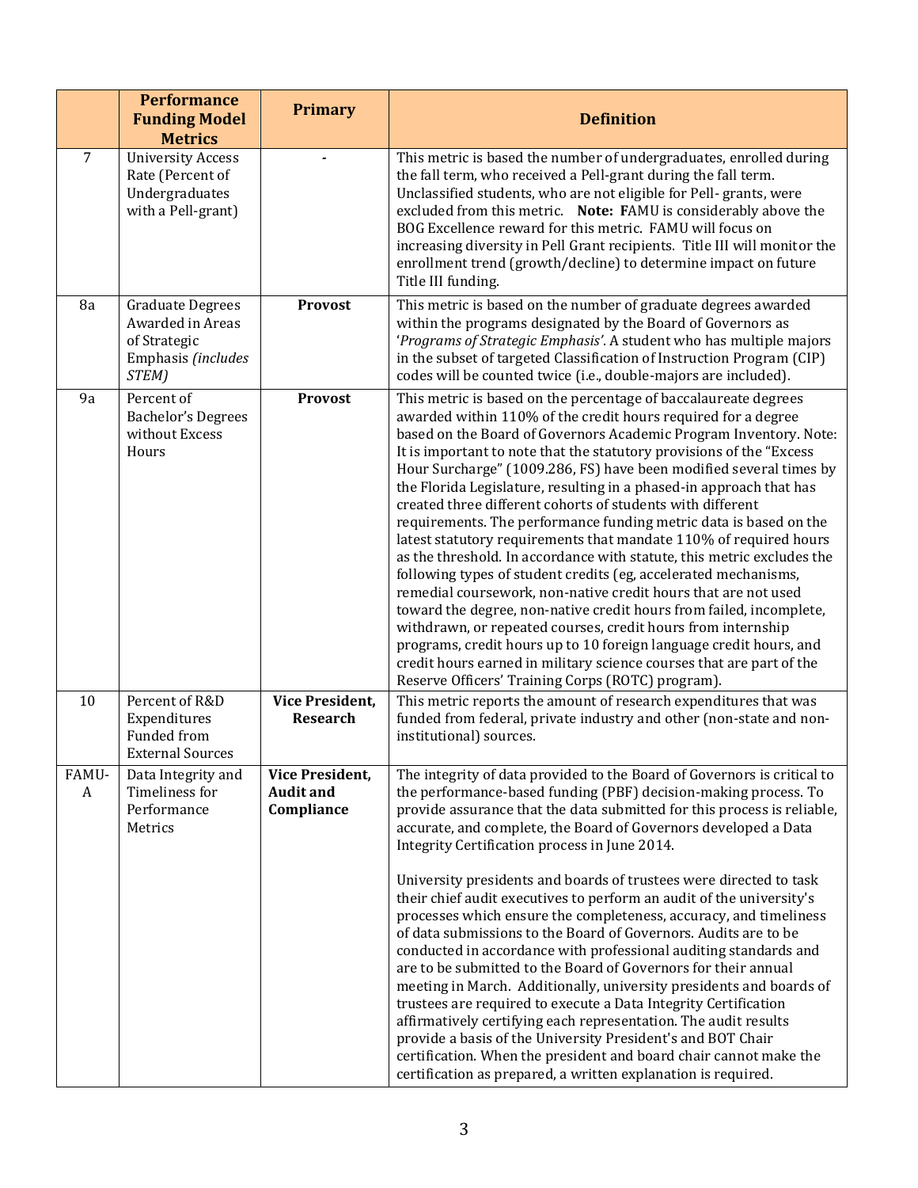|  | Performance Funding Model Metrics | Primary | Definition |
|---|---|---|---|
| 7 | University Access Rate (Percent of Undergraduates with a Pell-grant) | - | This metric is based the number of undergraduates, enrolled during the fall term, who received a Pell-grant during the fall term. Unclassified students, who are not eligible for Pell- grants, were excluded from this metric. **Note: F**AMU is considerably above the BOG Excellence reward for this metric. FAMU will focus on increasing diversity in Pell Grant recipients. Title III will monitor the enrollment trend (growth/decline) to determine impact on future Title III funding. |
| 8a | Graduate Degrees Awarded in Areas of Strategic Emphasis *(includes STEM)* | **Provost** | This metric is based on the number of graduate degrees awarded within the programs designated by the Board of Governors as '*Programs of Strategic Emphasis'*. A student who has multiple majors in the subset of targeted Classification of Instruction Program (CIP) codes will be counted twice (i.e., double-majors are included). |
| 9a | Percent of Bachelor's Degrees without Excess Hours | **Provost** | This metric is based on the percentage of baccalaureate degrees awarded within 110% of the credit hours required for a degree based on the Board of Governors Academic Program Inventory. Note: It is important to note that the statutory provisions of the "Excess Hour Surcharge" (1009.286, FS) have been modified several times by the Florida Legislature, resulting in a phased-in approach that has created three different cohorts of students with different requirements. The performance funding metric data is based on the latest statutory requirements that mandate 110% of required hours as the threshold. In accordance with statute, this metric excludes the following types of student credits (eg, accelerated mechanisms, remedial coursework, non-native credit hours that are not used toward the degree, non-native credit hours from failed, incomplete, withdrawn, or repeated courses, credit hours from internship programs, credit hours up to 10 foreign language credit hours, and credit hours earned in military science courses that are part of the Reserve Officers' Training Corps (ROTC) program). |
| 10 | Percent of R&D Expenditures Funded from External Sources | **Vice President, Research** | This metric reports the amount of research expenditures that was funded from federal, private industry and other (non-state and non-institutional) sources. |
| FAMU-A | Data Integrity and Timeliness for Performance Metrics | **Vice President, Audit and Compliance** | The integrity of data provided to the Board of Governors is critical to the performance-based funding (PBF) decision-making process. To provide assurance that the data submitted for this process is reliable, accurate, and complete, the Board of Governors developed a Data Integrity Certification process in June 2014.<br><br>University presidents and boards of trustees were directed to task their chief audit executives to perform an audit of the university's processes which ensure the completeness, accuracy, and timeliness of data submissions to the Board of Governors. Audits are to be conducted in accordance with professional auditing standards and are to be submitted to the Board of Governors for their annual meeting in March. Additionally, university presidents and boards of trustees are required to execute a Data Integrity Certification affirmatively certifying each representation. The audit results provide a basis of the University President's and BOT Chair certification. When the president and board chair cannot make the certification as prepared, a written explanation is required. |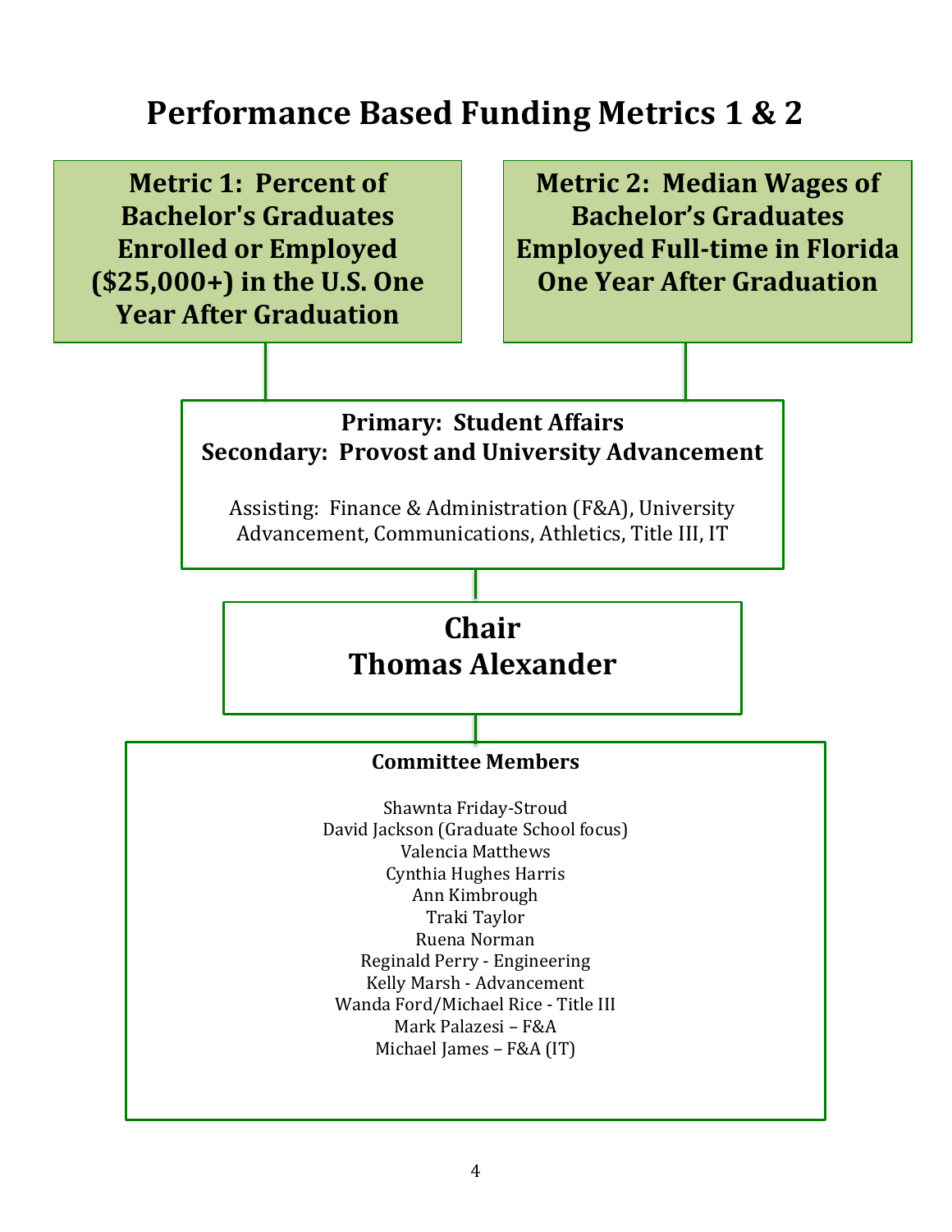# Performance Based Funding Metrics 1 & 2

**Metric 1: Percent of Bachelor's Graduates Enrolled or Employed ($25,000+) in the U.S. One Year After Graduation**

**Metric 2: Median Wages of Bachelor's Graduates Employed Full-time in Florida One Year After Graduation**

**Primary: Student Affairs**
**Secondary: Provost and University Advancement**

Assisting: Finance & Administration (F&A), University Advancement, Communications, Athletics, Title III, IT

## Chair
## Thomas Alexander

**Committee Members**

Shawnta Friday-Stroud
David Jackson (Graduate School focus)
Valencia Matthews
Cynthia Hughes Harris
Ann Kimbrough
Traki Taylor
Ruena Norman
Reginald Perry - Engineering
Kelly Marsh - Advancement
Wanda Ford/Michael Rice - Title III
Mark Palazesi – F&A
Michael James – F&A (IT)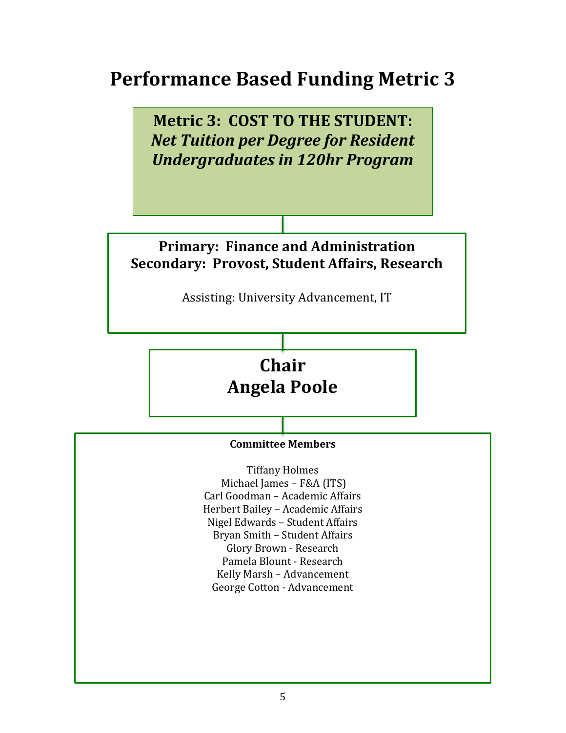# Performance Based Funding Metric 3

**Metric 3: COST TO THE STUDENT:**
***Net Tuition per Degree for Resident Undergraduates in 120hr Program***

**Primary: Finance and Administration**
**Secondary: Provost, Student Affairs, Research**

Assisting: University Advancement, IT

## Chair
## Angela Poole

**Committee Members**

Tiffany Holmes
Michael James – F&A (ITS)
Carl Goodman – Academic Affairs
Herbert Bailey – Academic Affairs
Nigel Edwards – Student Affairs
Bryan Smith – Student Affairs
Glory Brown - Research
Pamela Blount - Research
Kelly Marsh – Advancement
George Cotton - Advancement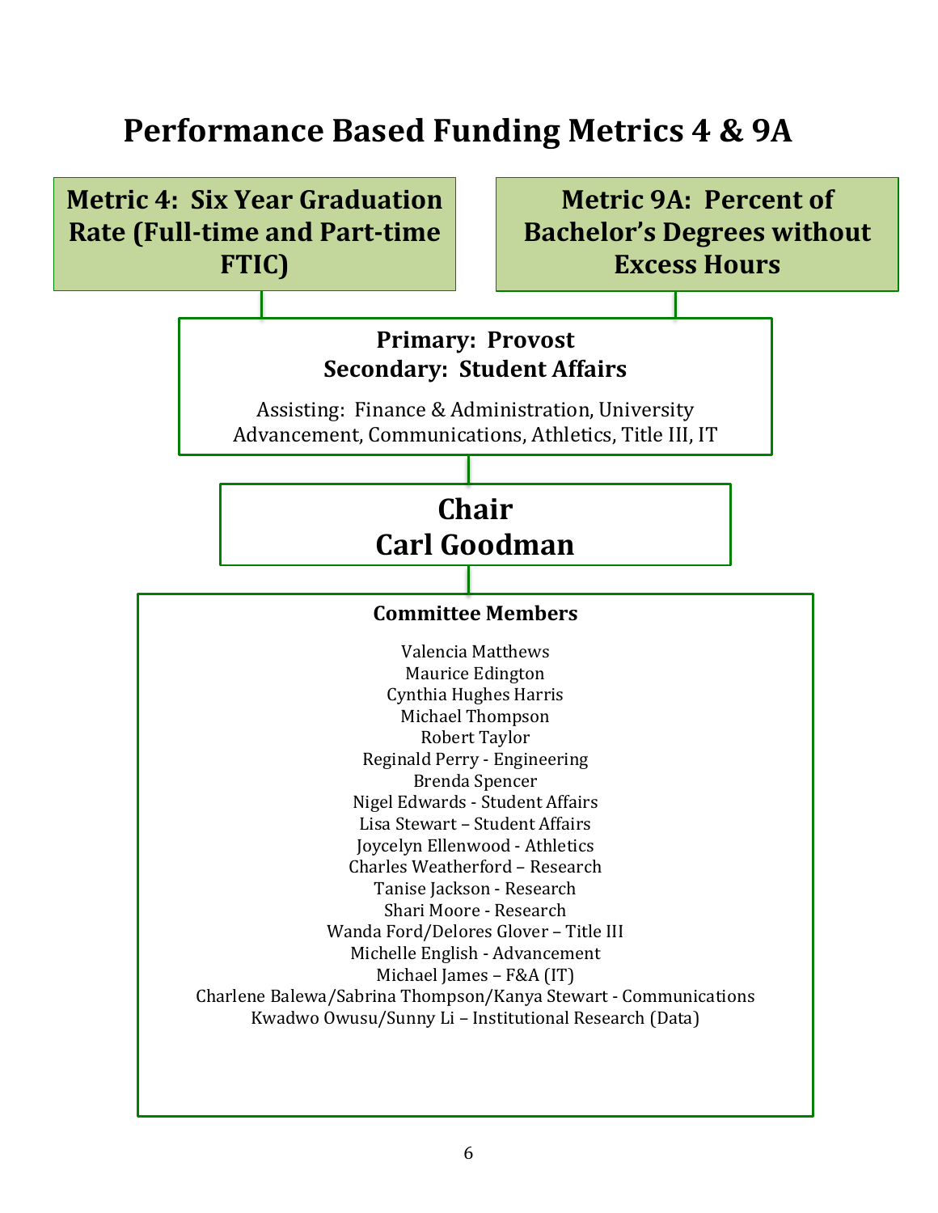# Performance Based Funding Metrics 4 & 9A

**Metric 4: Six Year Graduation Rate (Full-time and Part-time FTIC)**

**Metric 9A: Percent of Bachelor's Degrees without Excess Hours**

**Primary: Provost**
**Secondary: Student Affairs**

Assisting: Finance & Administration, University Advancement, Communications, Athletics, Title III, IT

## Chair
## Carl Goodman

### Committee Members

Valencia Matthews
Maurice Edington
Cynthia Hughes Harris
Michael Thompson
Robert Taylor
Reginald Perry - Engineering
Brenda Spencer
Nigel Edwards - Student Affairs
Lisa Stewart – Student Affairs
Joycelyn Ellenwood - Athletics
Charles Weatherford – Research
Tanise Jackson - Research
Shari Moore - Research
Wanda Ford/Delores Glover – Title III
Michelle English - Advancement
Michael James – F&A (IT)
Charlene Balewa/Sabrina Thompson/Kanya Stewart - Communications
Kwadwo Owusu/Sunny Li – Institutional Research (Data)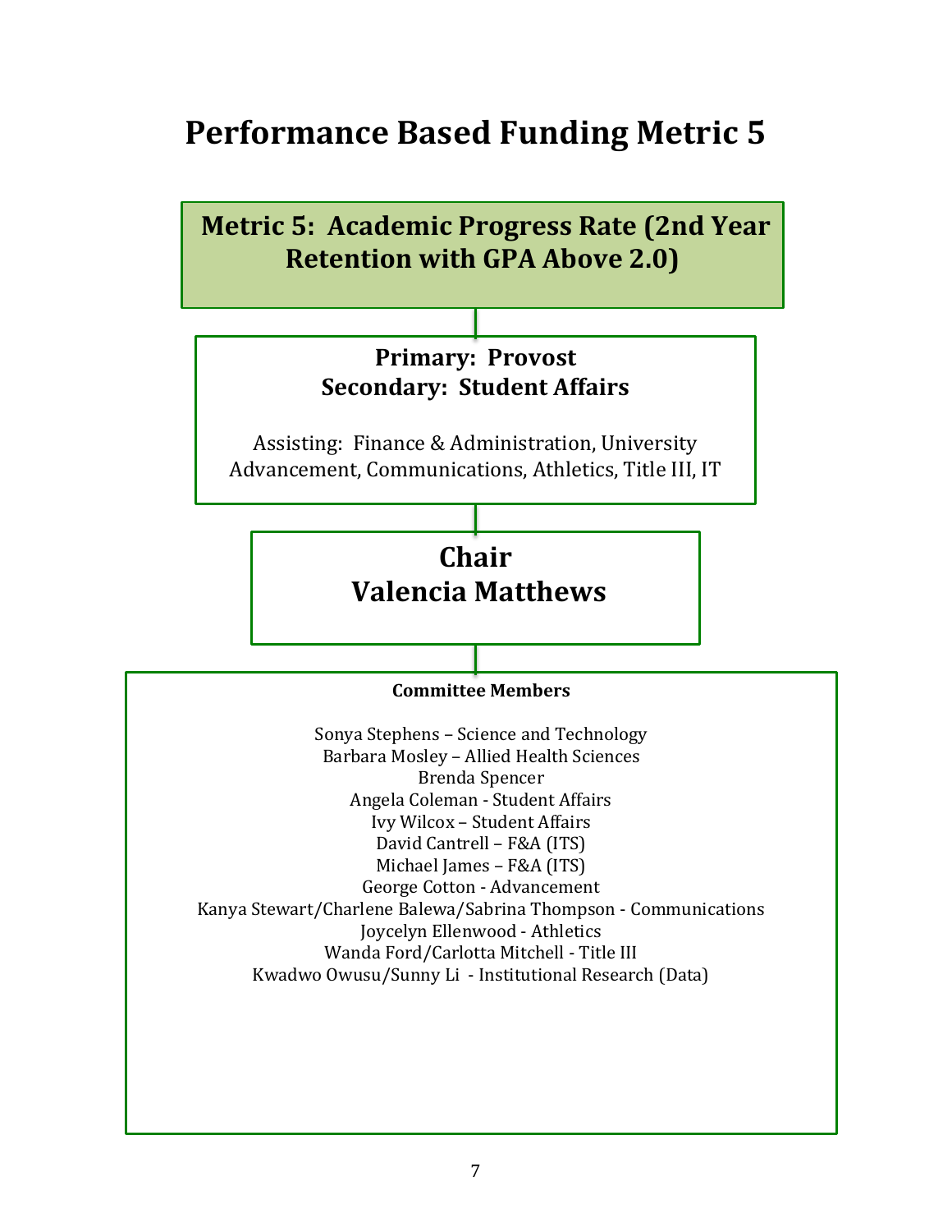# Performance Based Funding Metric 5

**Metric 5: Academic Progress Rate (2nd Year Retention with GPA Above 2.0)**

**Primary: Provost**
**Secondary: Student Affairs**

Assisting: Finance & Administration, University Advancement, Communications, Athletics, Title III, IT

**Chair**
**Valencia Matthews**

**Committee Members**

Sonya Stephens – Science and Technology
Barbara Mosley – Allied Health Sciences
Brenda Spencer
Angela Coleman - Student Affairs
Ivy Wilcox – Student Affairs
David Cantrell – F&A (ITS)
Michael James – F&A (ITS)
George Cotton - Advancement
Kanya Stewart/Charlene Balewa/Sabrina Thompson - Communications
Joycelyn Ellenwood - Athletics
Wanda Ford/Carlotta Mitchell - Title III
Kwadwo Owusu/Sunny Li - Institutional Research (Data)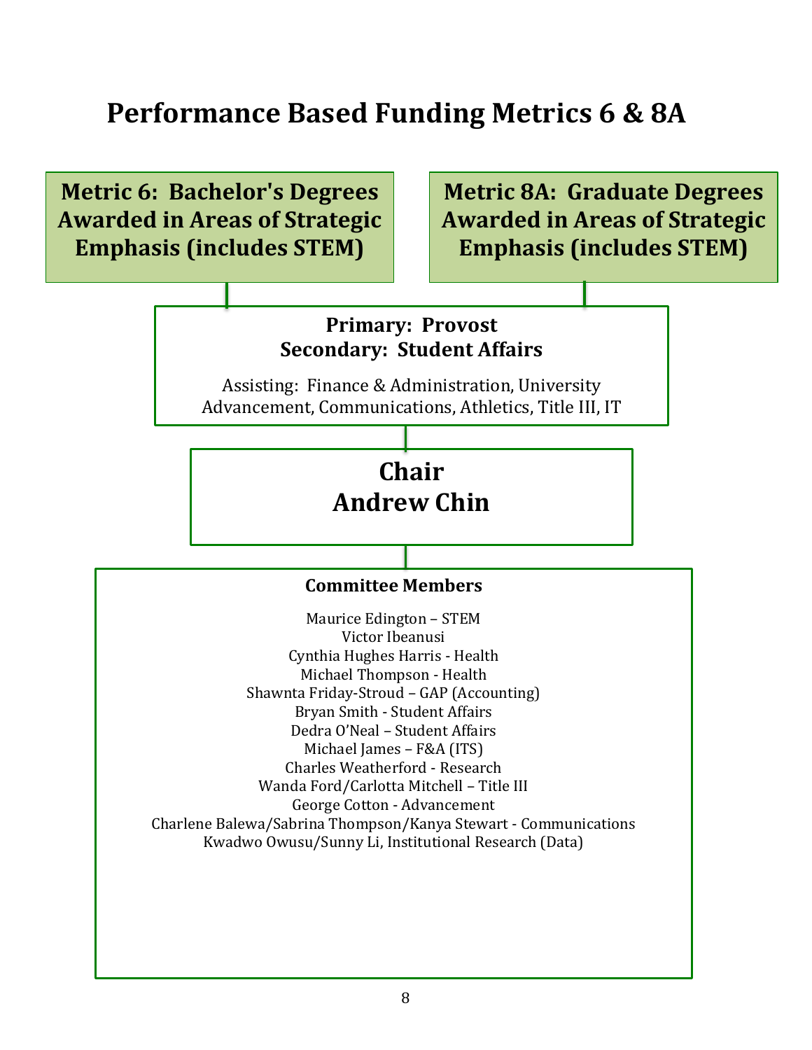# Performance Based Funding Metrics 6 & 8A

**Metric 6: Bachelor's Degrees Awarded in Areas of Strategic Emphasis (includes STEM)**

**Metric 8A: Graduate Degrees Awarded in Areas of Strategic Emphasis (includes STEM)**

**Primary: Provost**
**Secondary: Student Affairs**

Assisting: Finance & Administration, University Advancement, Communications, Athletics, Title III, IT

## Chair
## Andrew Chin

**Committee Members**

Maurice Edington – STEM
Victor Ibeanusi
Cynthia Hughes Harris - Health
Michael Thompson - Health
Shawnta Friday-Stroud – GAP (Accounting)
Bryan Smith - Student Affairs
Dedra O'Neal – Student Affairs
Michael James – F&A (ITS)
Charles Weatherford - Research
Wanda Ford/Carlotta Mitchell – Title III
George Cotton - Advancement
Charlene Balewa/Sabrina Thompson/Kanya Stewart - Communications
Kwadwo Owusu/Sunny Li, Institutional Research (Data)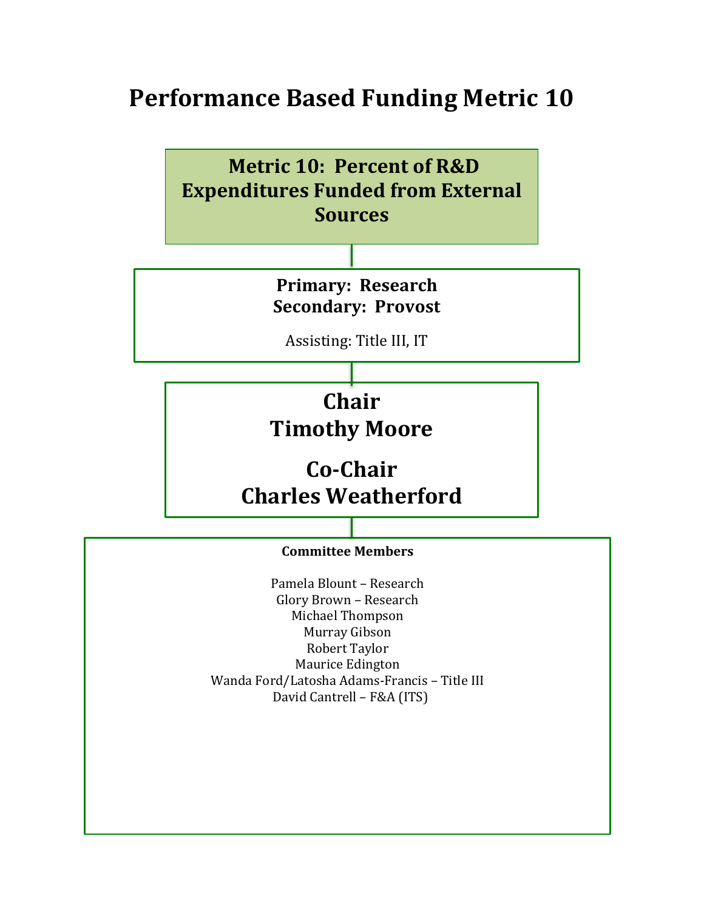# Performance Based Funding Metric 10

**Metric 10: Percent of R&D Expenditures Funded from External Sources**

**Primary: Research**
**Secondary: Provost**

Assisting: Title III, IT

**Chair**
**Timothy Moore**

**Co-Chair**
**Charles Weatherford**

**Committee Members**

Pamela Blount – Research
Glory Brown – Research
Michael Thompson
Murray Gibson
Robert Taylor
Maurice Edington
Wanda Ford/Latosha Adams-Francis – Title III
David Cantrell – F&A (ITS)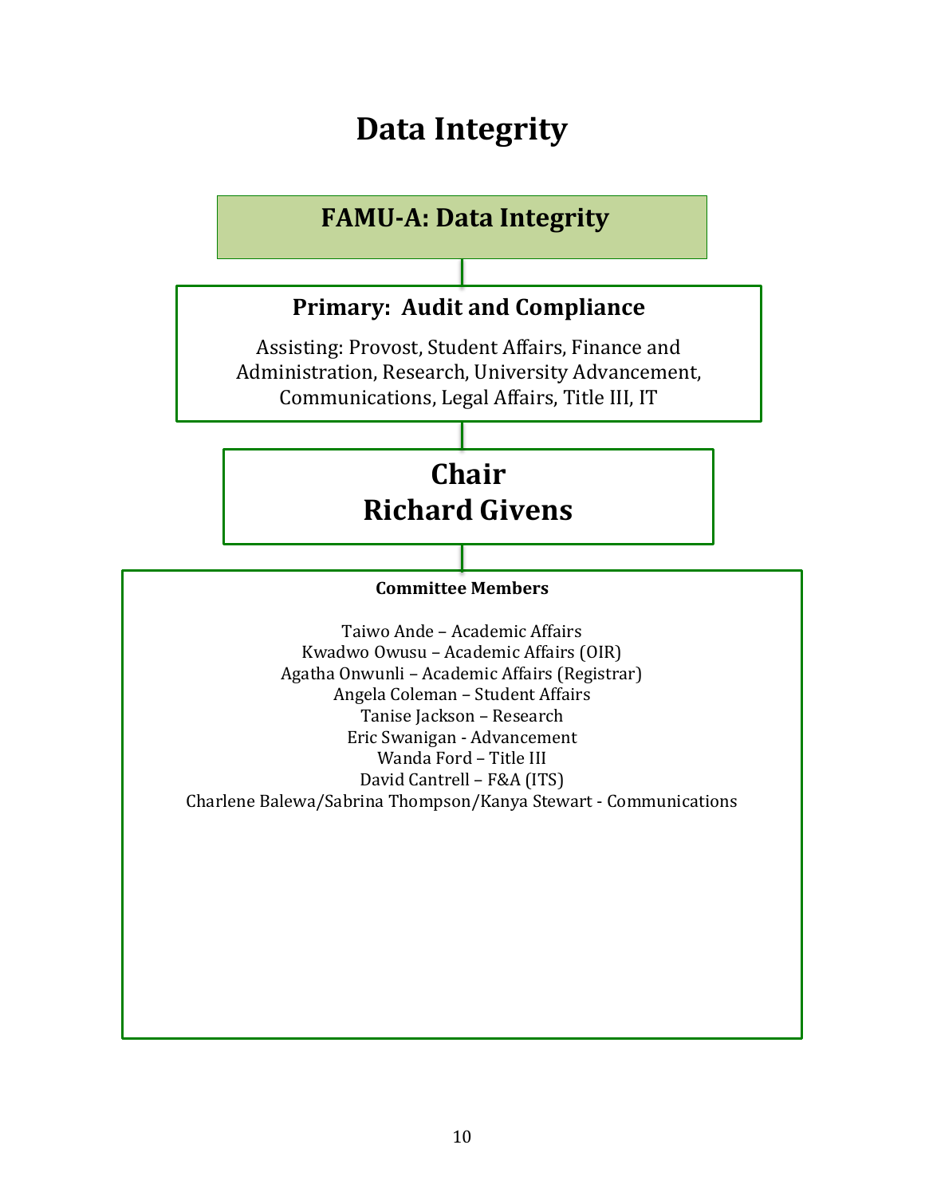# Data Integrity

## FAMU-A: Data Integrity

### Primary: Audit and Compliance

Assisting: Provost, Student Affairs, Finance and Administration, Research, University Advancement, Communications, Legal Affairs, Title III, IT

## Chair
## Richard Givens

**Committee Members**

Taiwo Ande – Academic Affairs
Kwadwo Owusu – Academic Affairs (OIR)
Agatha Onwunli – Academic Affairs (Registrar)
Angela Coleman – Student Affairs
Tanise Jackson – Research
Eric Swanigan - Advancement
Wanda Ford – Title III
David Cantrell – F&A (ITS)
Charlene Balewa/Sabrina Thompson/Kanya Stewart - Communications